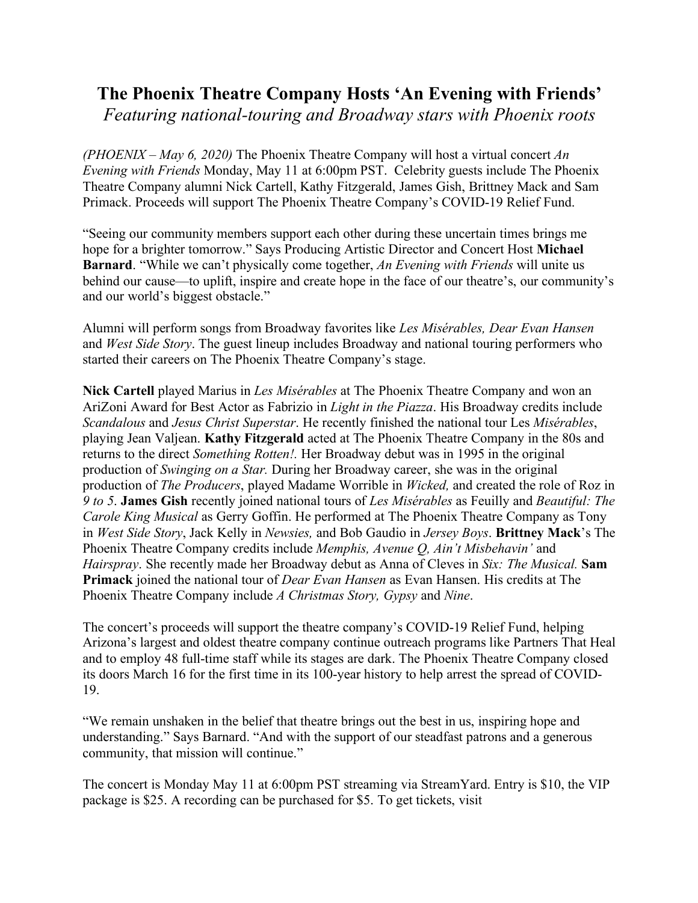# The Phoenix Theatre Company Hosts 'An Evening with Friends'

*Featuring national-touring and Broadway stars with Phoenix roots*

*(PHOENIX – May 6, 2020)* The Phoenix Theatre Company will host a virtual concert *An Evening with Friends* Monday, May 11 at 6:00pm PST. Celebrity guests include The Phoenix Theatre Company alumni Nick Cartell, Kathy Fitzgerald, James Gish, Brittney Mack and Sam Primack. Proceeds will support The Phoenix Theatre Company's COVID-19 Relief Fund.

"Seeing our community members support each other during these uncertain times brings me hope for a brighter tomorrow." Says Producing Artistic Director and Concert Host **Michael Barnard**. "While we can't physically come together, *An Evening with Friends* will unite us behind our cause—to uplift, inspire and create hope in the face of our theatre's, our community's and our world's biggest obstacle."

Alumni will perform songs from Broadway favorites like *Les Misérables, Dear Evan Hansen* and *West Side Story*. The guest lineup includes Broadway and national touring performers who started their careers on The Phoenix Theatre Company's stage.

**Nick Cartell** played Marius in *Les Misérables* at The Phoenix Theatre Company and won an AriZoni Award for Best Actor as Fabrizio in *Light in the Piazza*. His Broadway credits include *Scandalous* and *Jesus Christ Superstar*. He recently finished the national tour Les *Misérables*, playing Jean Valjean. **Kathy Fitzgerald** acted at The Phoenix Theatre Company in the 80s and returns to the direct *Something Rotten!.* Her Broadway debut was in 1995 in the original production of *Swinging on a Star.* During her Broadway career, she was in the original production of *The Producers*, played Madame Worrible in *Wicked,* and created the role of Roz in *9 to 5*. **James Gish** recently joined national tours of *Les Misérables* as Feuilly and *Beautiful: The Carole King Musical* as Gerry Goffin. He performed at The Phoenix Theatre Company as Tony in *West Side Story*, Jack Kelly in *Newsies,* and Bob Gaudio in *Jersey Boys*. **Brittney Mack**'s The Phoenix Theatre Company credits include *Memphis, Avenue Q, Ain't Misbehavin'* and *Hairspray*. She recently made her Broadway debut as Anna of Cleves in *Six: The Musical.* **Sam Primack** joined the national tour of *Dear Evan Hansen* as Evan Hansen. His credits at The Phoenix Theatre Company include *A Christmas Story, Gypsy* and *Nine*.

The concert's proceeds will support the theatre company's COVID-19 Relief Fund, helping Arizona's largest and oldest theatre company continue outreach programs like Partners That Heal and to employ 48 full-time staff while its stages are dark. The Phoenix Theatre Company closed its doors March 16 for the first time in its 100-year history to help arrest the spread of COVID-19.

"We remain unshaken in the belief that theatre brings out the best in us, inspiring hope and understanding." Says Barnard. "And with the support of our steadfast patrons and a generous community, that mission will continue."

The concert is Monday May 11 at 6:00pm PST streaming via StreamYard. Entry is $10, the VIP package is $25. A recording can be purchased for $5. To get tickets, visit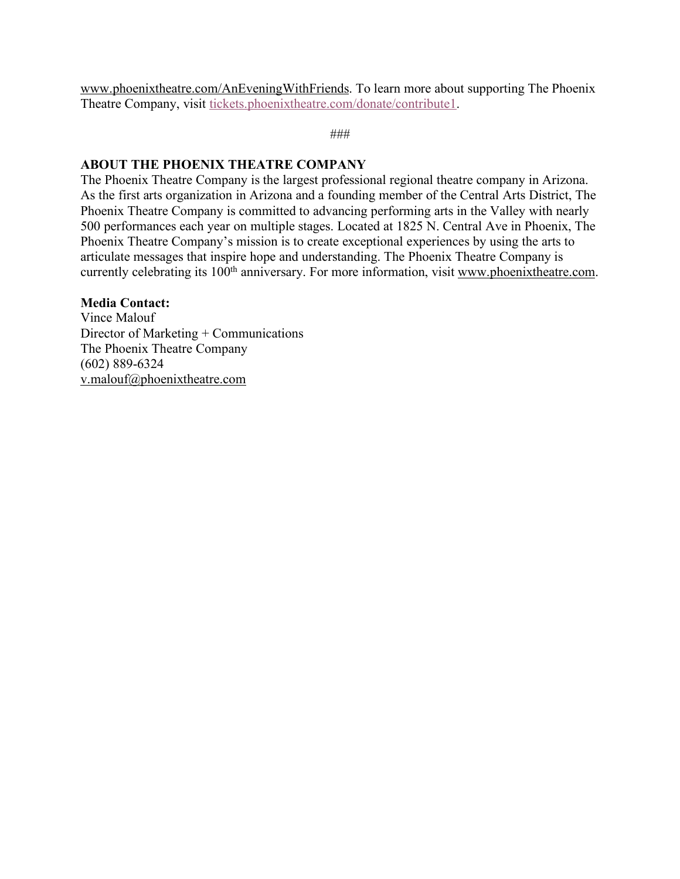www.phoenixtheatre.com/AnEveningWithFriends. To learn more about supporting The Phoenix Theatre Company, visit tickets.phoenixtheatre.com/donate/contribute1.

###

**ABOUT THE PHOENIX THEATRE COMPANY**

The Phoenix Theatre Company is the largest professional regional theatre company in Arizona. As the first arts organization in Arizona and a founding member of the Central Arts District, The Phoenix Theatre Company is committed to advancing performing arts in the Valley with nearly 500 performances each year on multiple stages. Located at 1825 N. Central Ave in Phoenix, The Phoenix Theatre Company's mission is to create exceptional experiences by using the arts to articulate messages that inspire hope and understanding. The Phoenix Theatre Company is currently celebrating its 100th anniversary. For more information, visit www.phoenixtheatre.com.

**Media Contact:**

Vince Malouf
Director of Marketing + Communications
The Phoenix Theatre Company
(602) 889-6324
v.malouf@phoenixtheatre.com